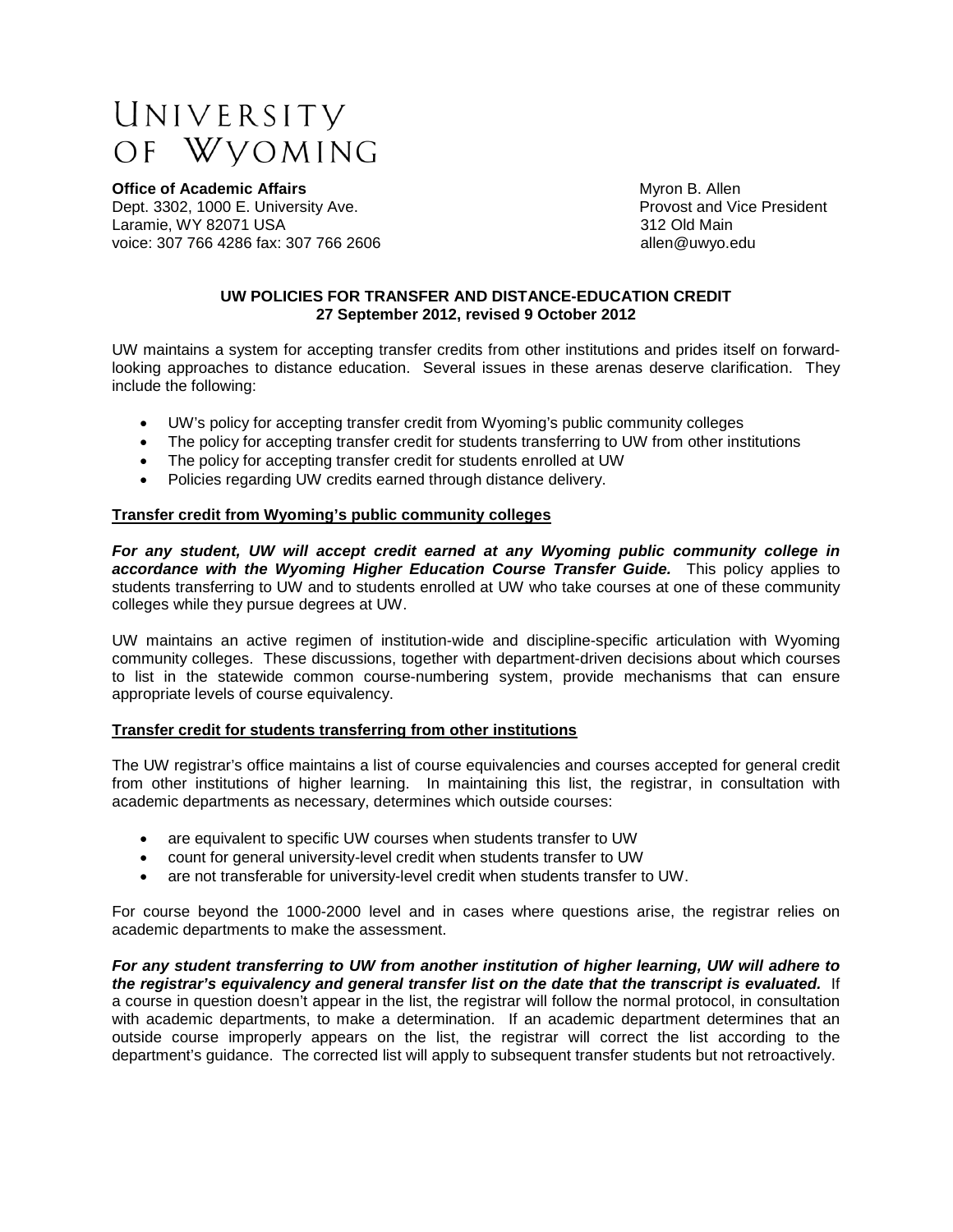# UNIVERSITY OF WYOMING

**Office of Academic Affairs**
Dept. 3302, 1000 E. University Ave.
Laramie, WY 82071 USA
voice: 307 766 4286 fax: 307 766 2606

Myron B. Allen
Provost and Vice President
312 Old Main
allen@uwyo.edu

## UW POLICIES FOR TRANSFER AND DISTANCE-EDUCATION CREDIT
### 27 September 2012, revised 9 October 2012

UW maintains a system for accepting transfer credits from other institutions and prides itself on forward-looking approaches to distance education. Several issues in these arenas deserve clarification. They include the following:

- UW's policy for accepting transfer credit from Wyoming's public community colleges
- The policy for accepting transfer credit for students transferring to UW from other institutions
- The policy for accepting transfer credit for students enrolled at UW
- Policies regarding UW credits earned through distance delivery.

### Transfer credit from Wyoming's public community colleges

***For any student, UW will accept credit earned at any Wyoming public community college in accordance with the Wyoming Higher Education Course Transfer Guide.*** This policy applies to students transferring to UW and to students enrolled at UW who take courses at one of these community colleges while they pursue degrees at UW.

UW maintains an active regimen of institution-wide and discipline-specific articulation with Wyoming community colleges. These discussions, together with department-driven decisions about which courses to list in the statewide common course-numbering system, provide mechanisms that can ensure appropriate levels of course equivalency.

### Transfer credit for students transferring from other institutions

The UW registrar's office maintains a list of course equivalencies and courses accepted for general credit from other institutions of higher learning. In maintaining this list, the registrar, in consultation with academic departments as necessary, determines which outside courses:

- are equivalent to specific UW courses when students transfer to UW
- count for general university-level credit when students transfer to UW
- are not transferable for university-level credit when students transfer to UW.

For course beyond the 1000-2000 level and in cases where questions arise, the registrar relies on academic departments to make the assessment.

***For any student transferring to UW from another institution of higher learning, UW will adhere to the registrar's equivalency and general transfer list on the date that the transcript is evaluated.*** If a course in question doesn't appear in the list, the registrar will follow the normal protocol, in consultation with academic departments, to make a determination. If an academic department determines that an outside course improperly appears on the list, the registrar will correct the list according to the department's guidance. The corrected list will apply to subsequent transfer students but not retroactively.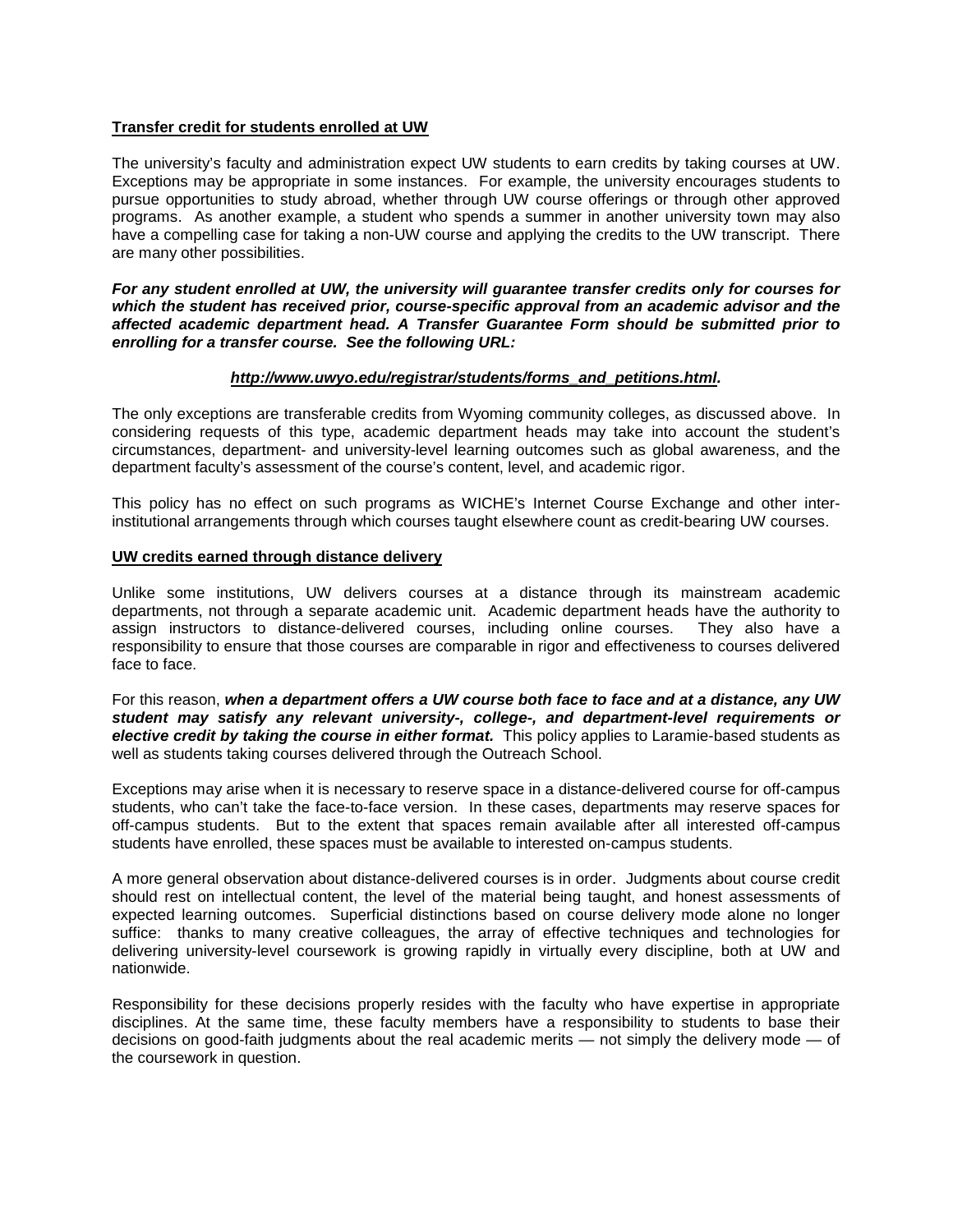## Transfer credit for students enrolled at UW

The university's faculty and administration expect UW students to earn credits by taking courses at UW. Exceptions may be appropriate in some instances. For example, the university encourages students to pursue opportunities to study abroad, whether through UW course offerings or through other approved programs. As another example, a student who spends a summer in another university town may also have a compelling case for taking a non-UW course and applying the credits to the UW transcript. There are many other possibilities.

***For any student enrolled at UW, the university will guarantee transfer credits only for courses for which the student has received prior, course-specific approval from an academic advisor and the affected academic department head. A Transfer Guarantee Form should be submitted prior to enrolling for a transfer course. See the following URL:***

***http://www.uwyo.edu/registrar/students/forms_and_petitions.html.***

The only exceptions are transferable credits from Wyoming community colleges, as discussed above. In considering requests of this type, academic department heads may take into account the student's circumstances, department- and university-level learning outcomes such as global awareness, and the department faculty's assessment of the course's content, level, and academic rigor.

This policy has no effect on such programs as WICHE's Internet Course Exchange and other inter-institutional arrangements through which courses taught elsewhere count as credit-bearing UW courses.

## UW credits earned through distance delivery

Unlike some institutions, UW delivers courses at a distance through its mainstream academic departments, not through a separate academic unit. Academic department heads have the authority to assign instructors to distance-delivered courses, including online courses. They also have a responsibility to ensure that those courses are comparable in rigor and effectiveness to courses delivered face to face.

For this reason, ***when a department offers a UW course both face to face and at a distance, any UW student may satisfy any relevant university-, college-, and department-level requirements or elective credit by taking the course in either format.*** This policy applies to Laramie-based students as well as students taking courses delivered through the Outreach School.

Exceptions may arise when it is necessary to reserve space in a distance-delivered course for off-campus students, who can't take the face-to-face version. In these cases, departments may reserve spaces for off-campus students. But to the extent that spaces remain available after all interested off-campus students have enrolled, these spaces must be available to interested on-campus students.

A more general observation about distance-delivered courses is in order. Judgments about course credit should rest on intellectual content, the level of the material being taught, and honest assessments of expected learning outcomes. Superficial distinctions based on course delivery mode alone no longer suffice: thanks to many creative colleagues, the array of effective techniques and technologies for delivering university-level coursework is growing rapidly in virtually every discipline, both at UW and nationwide.

Responsibility for these decisions properly resides with the faculty who have expertise in appropriate disciplines. At the same time, these faculty members have a responsibility to students to base their decisions on good-faith judgments about the real academic merits — not simply the delivery mode — of the coursework in question.